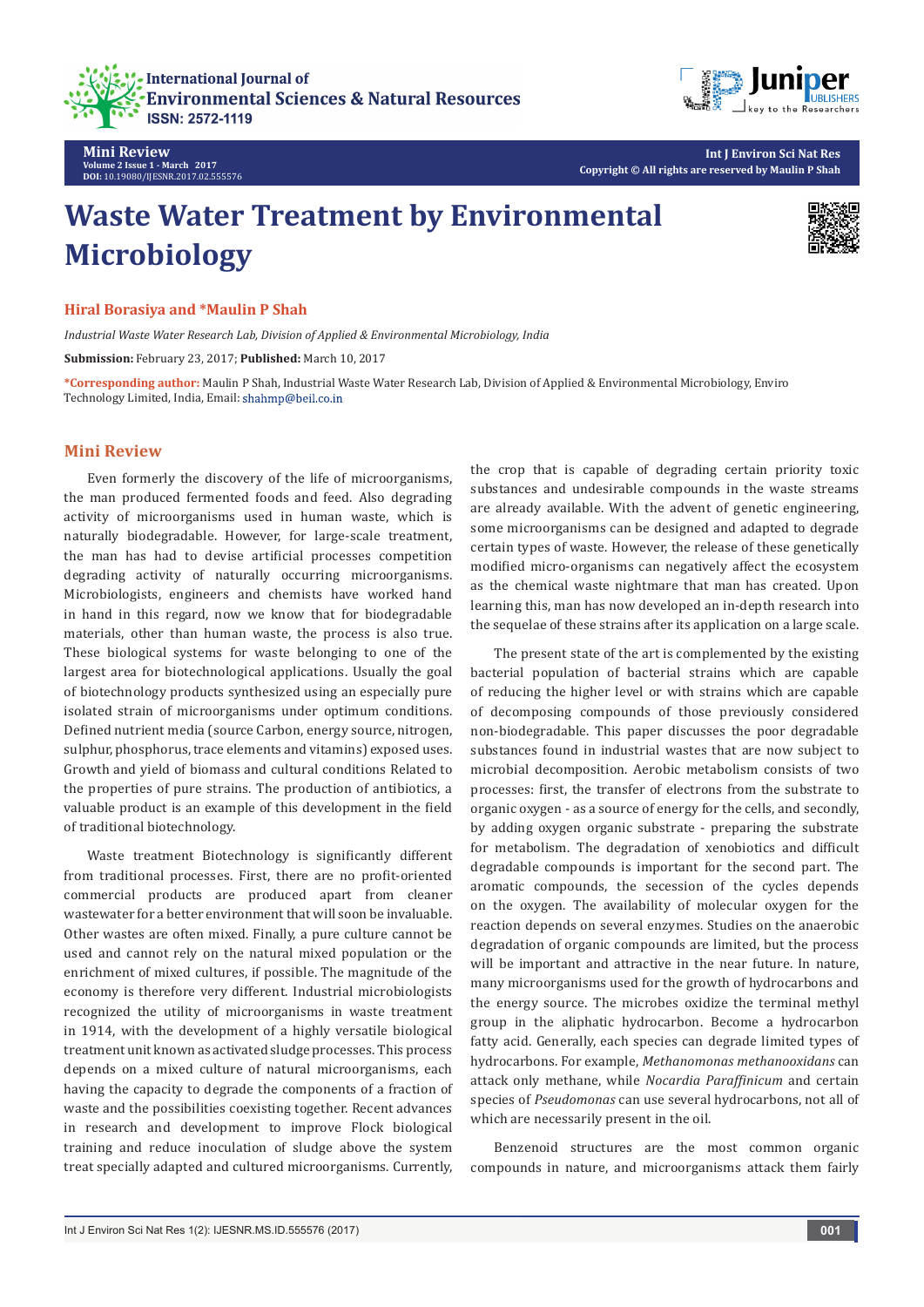# Waste Water Treatment by Environmental Microbiology

**Hiral Borasiya and *Maulin P Shah**

*Industrial Waste Water Research Lab, Division of Applied & Environmental Microbiology, India*

**Submission:** February 23, 2017; **Published:** March 10, 2017

***Corresponding author:** Maulin P Shah, Industrial Waste Water Research Lab, Division of Applied & Environmental Microbiology, Enviro Technology Limited, India, Email: shahmp@beil.co.in

## Mini Review

Even formerly the discovery of the life of microorganisms, the man produced fermented foods and feed. Also degrading activity of microorganisms used in human waste, which is naturally biodegradable. However, for large-scale treatment, the man has had to devise artificial processes competition degrading activity of naturally occurring microorganisms. Microbiologists, engineers and chemists have worked hand in hand in this regard, now we know that for biodegradable materials, other than human waste, the process is also true. These biological systems for waste belonging to one of the largest area for biotechnological applications. Usually the goal of biotechnology products synthesized using an especially pure isolated strain of microorganisms under optimum conditions. Defined nutrient media (source Carbon, energy source, nitrogen, sulphur, phosphorus, trace elements and vitamins) exposed uses. Growth and yield of biomass and cultural conditions Related to the properties of pure strains. The production of antibiotics, a valuable product is an example of this development in the field of traditional biotechnology.

Waste treatment Biotechnology is significantly different from traditional processes. First, there are no profit-oriented commercial products are produced apart from cleaner wastewater for a better environment that will soon be invaluable. Other wastes are often mixed. Finally, a pure culture cannot be used and cannot rely on the natural mixed population or the enrichment of mixed cultures, if possible. The magnitude of the economy is therefore very different. Industrial microbiologists recognized the utility of microorganisms in waste treatment in 1914, with the development of a highly versatile biological treatment unit known as activated sludge processes. This process depends on a mixed culture of natural microorganisms, each having the capacity to degrade the components of a fraction of waste and the possibilities coexisting together. Recent advances in research and development to improve Flock biological training and reduce inoculation of sludge above the system treat specially adapted and cultured microorganisms. Currently, the crop that is capable of degrading certain priority toxic substances and undesirable compounds in the waste streams are already available. With the advent of genetic engineering, some microorganisms can be designed and adapted to degrade certain types of waste. However, the release of these genetically modified micro-organisms can negatively affect the ecosystem as the chemical waste nightmare that man has created. Upon learning this, man has now developed an in-depth research into the sequelae of these strains after its application on a large scale.

The present state of the art is complemented by the existing bacterial population of bacterial strains which are capable of reducing the higher level or with strains which are capable of decomposing compounds of those previously considered non-biodegradable. This paper discusses the poor degradable substances found in industrial wastes that are now subject to microbial decomposition. Aerobic metabolism consists of two processes: first, the transfer of electrons from the substrate to organic oxygen - as a source of energy for the cells, and secondly, by adding oxygen organic substrate - preparing the substrate for metabolism. The degradation of xenobiotics and difficult degradable compounds is important for the second part. The aromatic compounds, the secession of the cycles depends on the oxygen. The availability of molecular oxygen for the reaction depends on several enzymes. Studies on the anaerobic degradation of organic compounds are limited, but the process will be important and attractive in the near future. In nature, many microorganisms used for the growth of hydrocarbons and the energy source. The microbes oxidize the terminal methyl group in the aliphatic hydrocarbon. Become a hydrocarbon fatty acid. Generally, each species can degrade limited types of hydrocarbons. For example, *Methanomonas methanooxidans* can attack only methane, while *Nocardia Paraffinicum* and certain species of *Pseudomonas* can use several hydrocarbons, not all of which are necessarily present in the oil.

Benzenoid structures are the most common organic compounds in nature, and microorganisms attack them fairly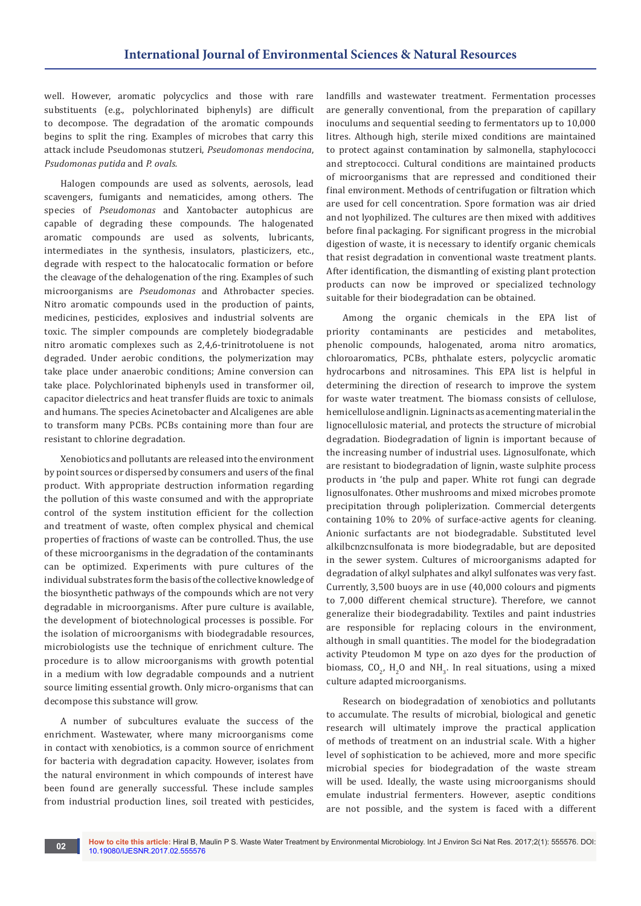well. However, aromatic polycyclics and those with rare substituents (e.g., polychlorinated biphenyls) are difficult to decompose. The degradation of the aromatic compounds begins to split the ring. Examples of microbes that carry this attack include Pseudomonas stutzeri, *Pseudomonas mendocina*, *Psudomonas putida* and *P. ovals.*

Halogen compounds are used as solvents, aerosols, lead scavengers, fumigants and nematicides, among others. The species of *Pseudomonas* and Xantobacter autophicus are capable of degrading these compounds. The halogenated aromatic compounds are used as solvents, lubricants, intermediates in the synthesis, insulators, plasticizers, etc., degrade with respect to the halocatocalic formation or before the cleavage of the dehalogenation of the ring. Examples of such microorganisms are *Pseudomonas* and Athrobacter species. Nitro aromatic compounds used in the production of paints, medicines, pesticides, explosives and industrial solvents are toxic. The simpler compounds are completely biodegradable nitro aromatic complexes such as 2,4,6-trinitrotoluene is not degraded. Under aerobic conditions, the polymerization may take place under anaerobic conditions; Amine conversion can take place. Polychlorinated biphenyls used in transformer oil, capacitor dielectrics and heat transfer fluids are toxic to animals and humans. The species Acinetobacter and Alcaligenes are able to transform many PCBs. PCBs containing more than four are resistant to chlorine degradation.

Xenobiotics and pollutants are released into the environment by point sources or dispersed by consumers and users of the final product. With appropriate destruction information regarding the pollution of this waste consumed and with the appropriate control of the system institution efficient for the collection and treatment of waste, often complex physical and chemical properties of fractions of waste can be controlled. Thus, the use of these microorganisms in the degradation of the contaminants can be optimized. Experiments with pure cultures of the individual substrates form the basis of the collective knowledge of the biosynthetic pathways of the compounds which are not very degradable in microorganisms. After pure culture is available, the development of biotechnological processes is possible. For the isolation of microorganisms with biodegradable resources, microbiologists use the technique of enrichment culture. The procedure is to allow microorganisms with growth potential in a medium with low degradable compounds and a nutrient source limiting essential growth. Only micro-organisms that can decompose this substance will grow.

A number of subcultures evaluate the success of the enrichment. Wastewater, where many microorganisms come in contact with xenobiotics, is a common source of enrichment for bacteria with degradation capacity. However, isolates from the natural environment in which compounds of interest have been found are generally successful. These include samples from industrial production lines, soil treated with pesticides, landfills and wastewater treatment. Fermentation processes are generally conventional, from the preparation of capillary inoculums and sequential seeding to fermentators up to 10,000 litres. Although high, sterile mixed conditions are maintained to protect against contamination by salmonella, staphylococci and streptococci. Cultural conditions are maintained products of microorganisms that are repressed and conditioned their final environment. Methods of centrifugation or filtration which are used for cell concentration. Spore formation was air dried and not lyophilized. The cultures are then mixed with additives before final packaging. For significant progress in the microbial digestion of waste, it is necessary to identify organic chemicals that resist degradation in conventional waste treatment plants. After identification, the dismantling of existing plant protection products can now be improved or specialized technology suitable for their biodegradation can be obtained.

Among the organic chemicals in the EPA list of priority contaminants are pesticides and metabolites, phenolic compounds, halogenated, aroma nitro aromatics, chloroaromatics, PCBs, phthalate esters, polycyclic aromatic hydrocarbons and nitrosamines. This EPA list is helpful in determining the direction of research to improve the system for waste water treatment. The biomass consists of cellulose, hemicellulose and lignin. Lignin acts as a cementing material in the lignocellulosic material, and protects the structure of microbial degradation. Biodegradation of lignin is important because of the increasing number of industrial uses. Lignosulfonate, which are resistant to biodegradation of lignin, waste sulphite process products in 'the pulp and paper. White rot fungi can degrade lignosulfonates. Other mushrooms and mixed microbes promote precipitation through poliplerization. Commercial detergents containing 10% to 20% of surface-active agents for cleaning. Anionic surfactants are not biodegradable. Substituted level alkilbcnzcnsulfonata is more biodegradable, but are deposited in the sewer system. Cultures of microorganisms adapted for degradation of alkyl sulphates and alkyl sulfonates was very fast. Currently, 3,500 buoys are in use (40,000 colours and pigments to 7,000 different chemical structure). Therefore, we cannot generalize their biodegradability. Textiles and paint industries are responsible for replacing colours in the environment, although in small quantities. The model for the biodegradation activity Pteudomon M type on azo dyes for the production of biomass, $CO_2$, $H_2O$ and $NH_3$. In real situations, using a mixed culture adapted microorganisms.

Research on biodegradation of xenobiotics and pollutants to accumulate. The results of microbial, biological and genetic research will ultimately improve the practical application of methods of treatment on an industrial scale. With a higher level of sophistication to be achieved, more and more specific microbial species for biodegradation of the waste stream will be used. Ideally, the waste using microorganisms should emulate industrial fermenters. However, aseptic conditions are not possible, and the system is faced with a different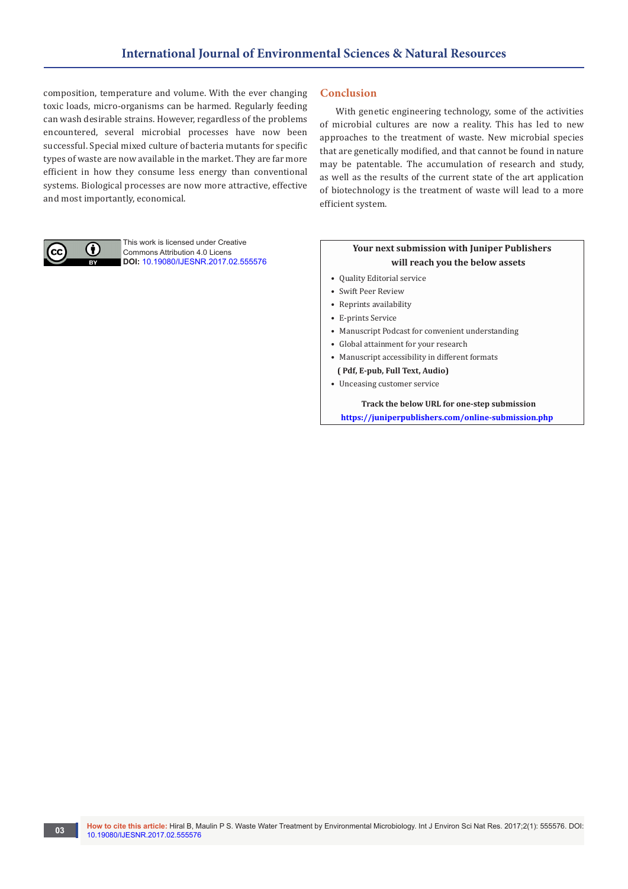composition, temperature and volume. With the ever changing toxic loads, micro-organisms can be harmed. Regularly feeding can wash desirable strains. However, regardless of the problems encountered, several microbial processes have now been successful. Special mixed culture of bacteria mutants for specific types of waste are now available in the market. They are far more efficient in how they consume less energy than conventional systems. Biological processes are now more attractive, effective and most importantly, economical.

## Conclusion

With genetic engineering technology, some of the activities of microbial cultures are now a reality. This has led to new approaches to the treatment of waste. New microbial species that are genetically modified, and that cannot be found in nature may be patentable. The accumulation of research and study, as well as the results of the current state of the art application of biotechnology is the treatment of waste will lead to a more efficient system.

This work is licensed under Creative Commons Attribution 4.0 Licens
**DOI:** 10.19080/IJESNR.2017.02.555576

**Your next submission with Juniper Publishers will reach you the below assets**

- Quality Editorial service
- Swift Peer Review
- Reprints availability
- E-prints Service
- Manuscript Podcast for convenient understanding
- Global attainment for your research
- Manuscript accessibility in different formats
  **( Pdf, E-pub, Full Text, Audio)**
- Unceasing customer service

**Track the below URL for one-step submission**
**https://juniperpublishers.com/online-submission.php**

**How to cite this article:** Hiral B, Maulin P S. Waste Water Treatment by Environmental Microbiology. Int J Environ Sci Nat Res. 2017;2(1): 555576. DOI: 10.19080/IJESNR.2017.02.555576